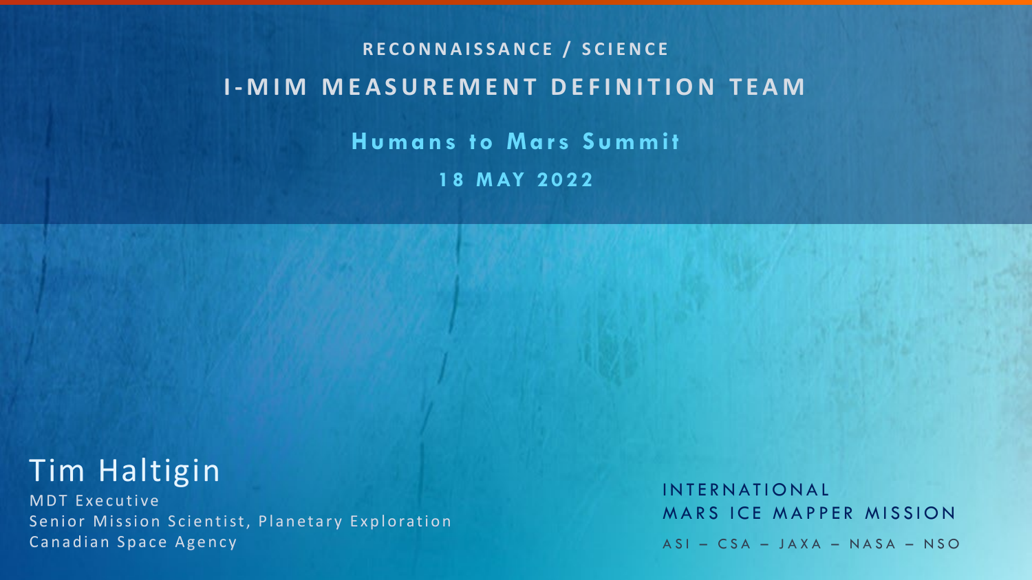RECONNAISSANCE / SCIENCE

# I-MIM MEASUREMENT DEFINITION TEAM

## Humans to Mars Summit

18 MAY 2022

**Tim Haltigin**

MDT Executive

Senior Mission Scientist, Planetary Exploration

Canadian Space Agency

INTERNATIONAL

MARS ICE MAPPER MISSION

ASI – CSA – JAXA – NASA – NSO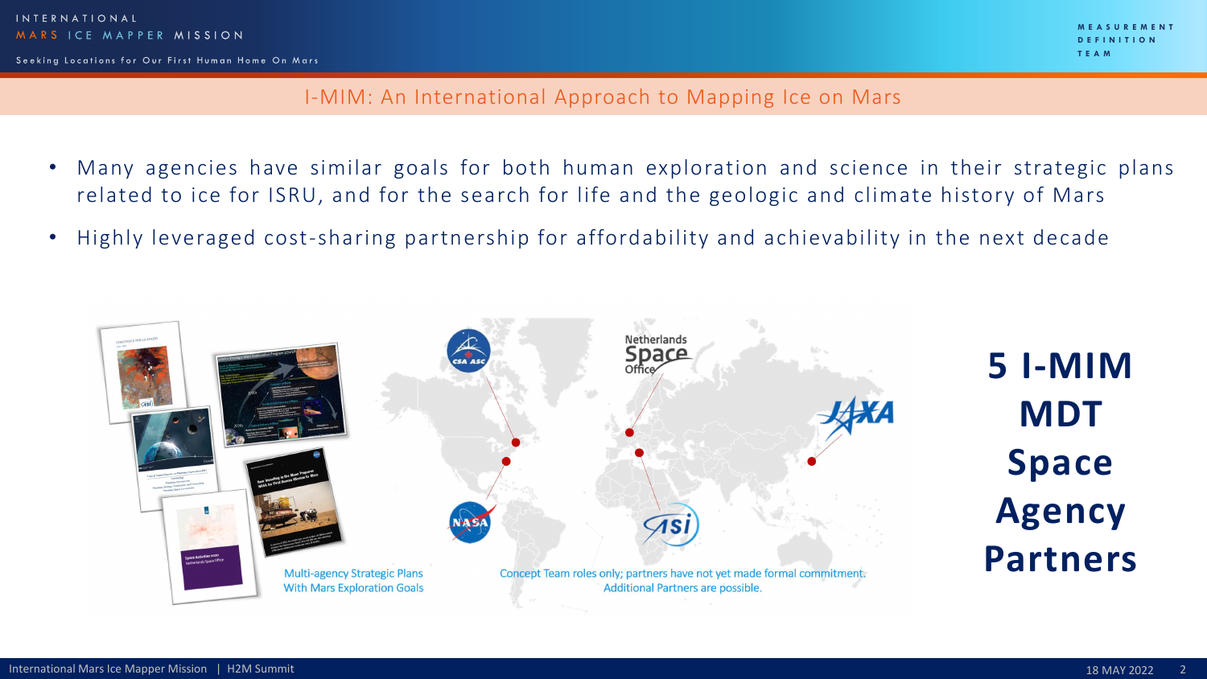## I-MIM: An International Approach to Mapping Ice on Mars

- Many agencies have similar goals for both human exploration and science in their strategic plans related to ice for ISRU, and for the search for life and the geologic and climate history of Mars
- Highly leveraged cost-sharing partnership for affordability and achievability in the next decade

Multi-agency Strategic Plans With Mars Exploration Goals

Concept Team roles only; partners have not yet made formal commitment. Additional Partners are possible.

**5 I-MIM MDT Space Agency Partners**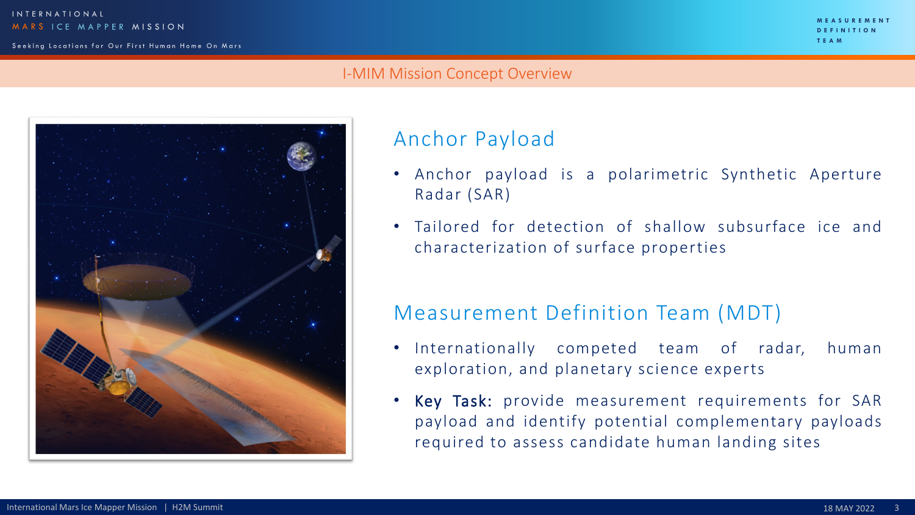## I-MIM Mission Concept Overview

### Anchor Payload

- Anchor payload is a polarimetric Synthetic Aperture Radar (SAR)
- Tailored for detection of shallow subsurface ice and characterization of surface properties

### Measurement Definition Team (MDT)

- Internationally competed team of radar, human exploration, and planetary science experts
- **Key Task:** provide measurement requirements for SAR payload and identify potential complementary payloads required to assess candidate human landing sites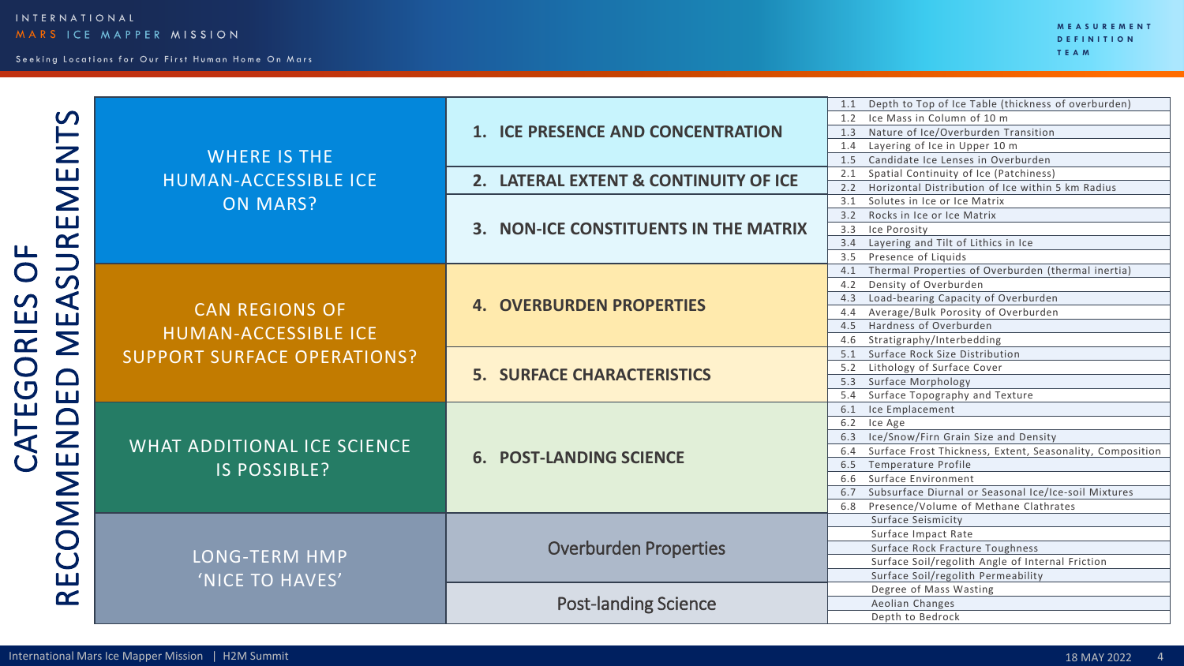# RECOMMENDED MEASUREMENTS CATEGORIES OF

| Question | Category | Measurement |
|---|---|---|
| WHERE IS THE HUMAN-ACCESSIBLE ICE ON MARS? | 1. ICE PRESENCE AND CONCENTRATION | 1.1 Depth to Top of Ice Table (thickness of overburden) |
| | | 1.2 Ice Mass in Column of 10 m |
| | | 1.3 Nature of Ice/Overburden Transition |
| | | 1.4 Layering of Ice in Upper 10 m |
| | | 1.5 Candidate Ice Lenses in Overburden |
| | 2. LATERAL EXTENT & CONTINUITY OF ICE | 2.1 Spatial Continuity of Ice (Patchiness) |
| | | 2.2 Horizontal Distribution of Ice within 5 km Radius |
| | 3. NON-ICE CONSTITUENTS IN THE MATRIX | 3.1 Solutes in Ice or Ice Matrix |
| | | 3.2 Rocks in Ice or Ice Matrix |
| | | 3.3 Ice Porosity |
| | | 3.4 Layering and Tilt of Lithics in Ice |
| | | 3.5 Presence of Liquids |
| CAN REGIONS OF HUMAN-ACCESSIBLE ICE SUPPORT SURFACE OPERATIONS? | 4. OVERBURDEN PROPERTIES | 4.1 Thermal Properties of Overburden (thermal inertia) |
| | | 4.2 Density of Overburden |
| | | 4.3 Load-bearing Capacity of Overburden |
| | | 4.4 Average/Bulk Porosity of Overburden |
| | | 4.5 Hardness of Overburden |
| | | 4.6 Stratigraphy/Interbedding |
| | 5. SURFACE CHARACTERISTICS | 5.1 Surface Rock Size Distribution |
| | | 5.2 Lithology of Surface Cover |
| | | 5.3 Surface Morphology |
| | | 5.4 Surface Topography and Texture |
| WHAT ADDITIONAL ICE SCIENCE IS POSSIBLE? | 6. POST-LANDING SCIENCE | 6.1 Ice Emplacement |
| | | 6.2 Ice Age |
| | | 6.3 Ice/Snow/Firn Grain Size and Density |
| | | 6.4 Surface Frost Thickness, Extent, Seasonality, Composition |
| | | 6.5 Temperature Profile |
| | | 6.6 Surface Environment |
| | | 6.7 Subsurface Diurnal or Seasonal Ice/Ice-soil Mixtures |
| | | 6.8 Presence/Volume of Methane Clathrates |
| LONG-TERM HMP 'NICE TO HAVES' | Overburden Properties | Surface Seismicity |
| | | Surface Impact Rate |
| | | Surface Rock Fracture Toughness |
| | | Surface Soil/regolith Angle of Internal Friction |
| | | Surface Soil/regolith Permeability |
| | Post-landing Science | Degree of Mass Wasting |
| | | Aeolian Changes |
| | | Depth to Bedrock |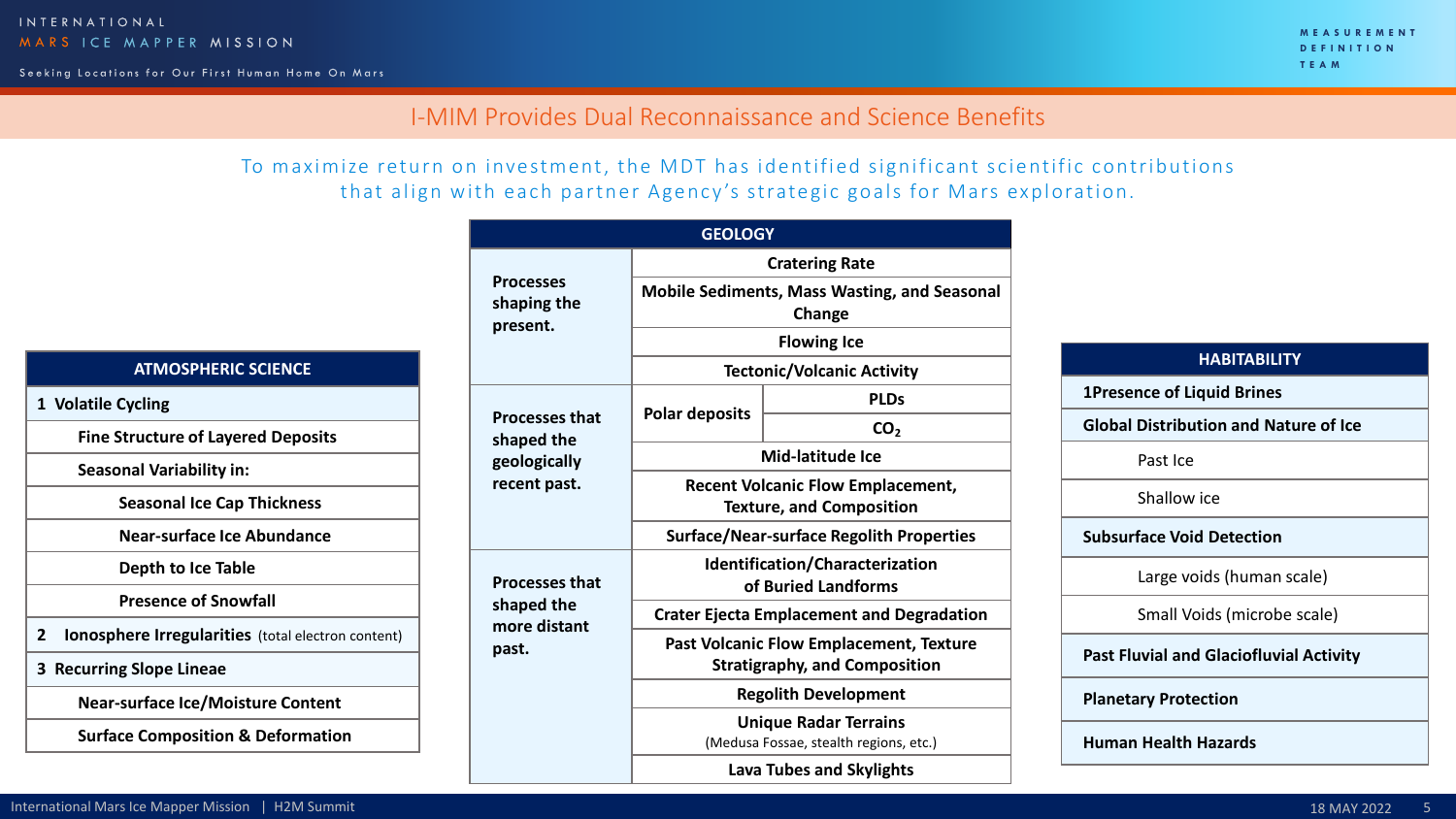# I-MIM Provides Dual Reconnaissance and Science Benefits

To maximize return on investment, the MDT has identified significant scientific contributions that align with each partner Agency's strategic goals for Mars exploration.

| ATMOSPHERIC SCIENCE |
|---|
| **1 Volatile Cycling** |
| **Fine Structure of Layered Deposits** |
| **Seasonal Variability in:** |
| **Seasonal Ice Cap Thickness** |
| **Near-surface Ice Abundance** |
| **Depth to Ice Table** |
| **Presence of Snowfall** |
| **2 Ionosphere Irregularities** (total electron content) |
| **3 Recurring Slope Lineae** |
| **Near-surface Ice/Moisture Content** |
| **Surface Composition & Deformation** |

| GEOLOGY | | |
|---|---|---|
| **Processes shaping the present.** | **Cratering Rate** | |
| | **Mobile Sediments, Mass Wasting, and Seasonal Change** | |
| | **Flowing Ice** | |
| | **Tectonic/Volcanic Activity** | |
| **Processes that shaped the geologically recent past.** | **Polar deposits** | **PLDs** |
| | | **$CO_2$** |
| | **Mid-latitude Ice** | |
| | **Recent Volcanic Flow Emplacement, Texture, and Composition** | |
| | **Surface/Near-surface Regolith Properties** | |
| **Processes that shaped the more distant past.** | **Identification/Characterization of Buried Landforms** | |
| | **Crater Ejecta Emplacement and Degradation** | |
| | **Past Volcanic Flow Emplacement, Texture Stratigraphy, and Composition** | |
| | **Regolith Development** | |
| | **Unique Radar Terrains** (Medusa Fossae, stealth regions, etc.) | |
| | **Lava Tubes and Skylights** | |

| HABITABILITY |
|---|
| **1Presence of Liquid Brines** |
| **Global Distribution and Nature of Ice** |
| Past Ice |
| Shallow ice |
| **Subsurface Void Detection** |
| Large voids (human scale) |
| Small Voids (microbe scale) |
| **Past Fluvial and Glaciofluvial Activity** |
| **Planetary Protection** |
| **Human Health Hazards** |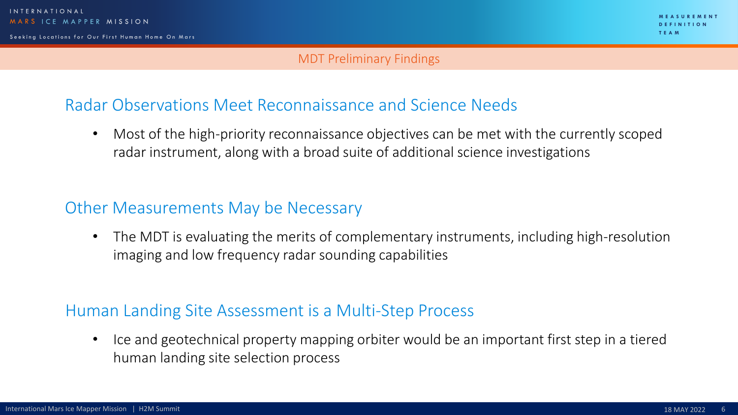# MDT Preliminary Findings

## Radar Observations Meet Reconnaissance and Science Needs

- Most of the high-priority reconnaissance objectives can be met with the currently scoped radar instrument, along with a broad suite of additional science investigations

## Other Measurements May be Necessary

- The MDT is evaluating the merits of complementary instruments, including high-resolution imaging and low frequency radar sounding capabilities

## Human Landing Site Assessment is a Multi-Step Process

- Ice and geotechnical property mapping orbiter would be an important first step in a tiered human landing site selection process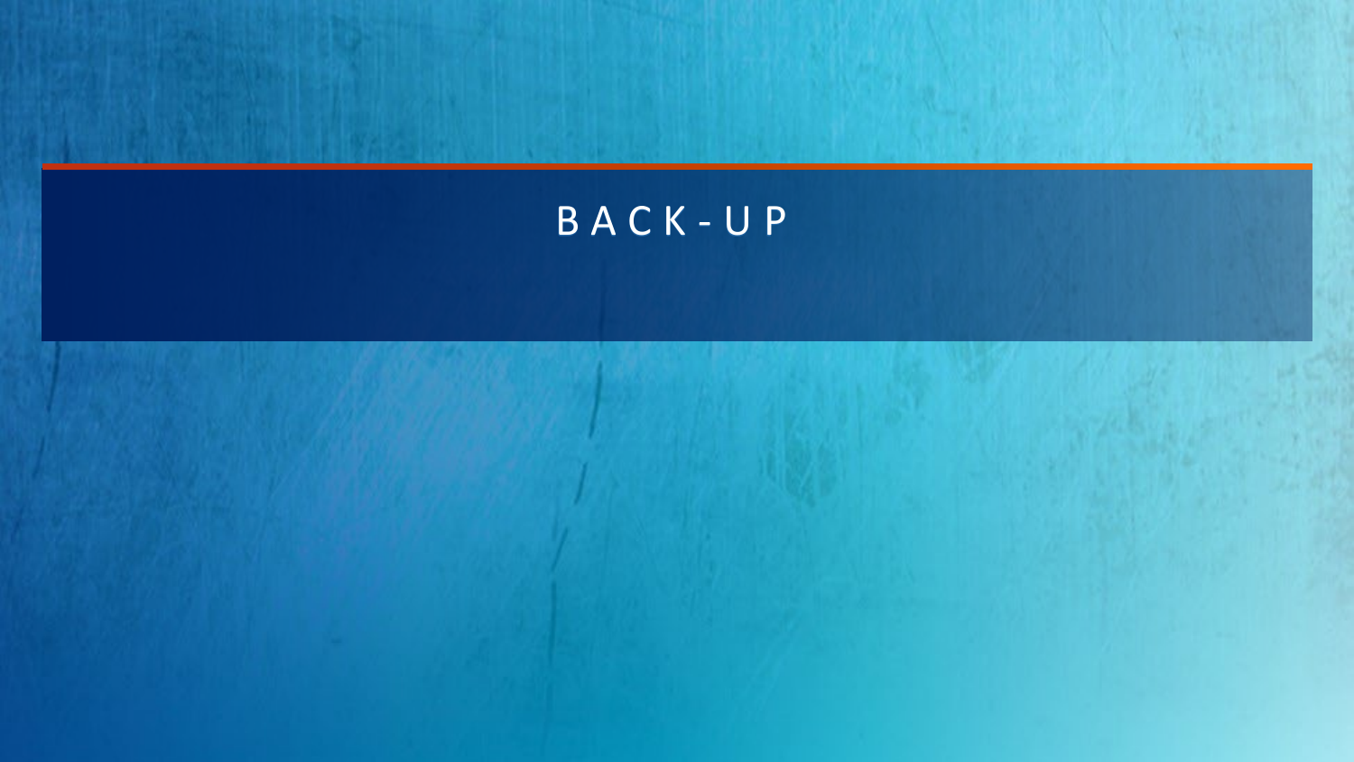# BACK-UP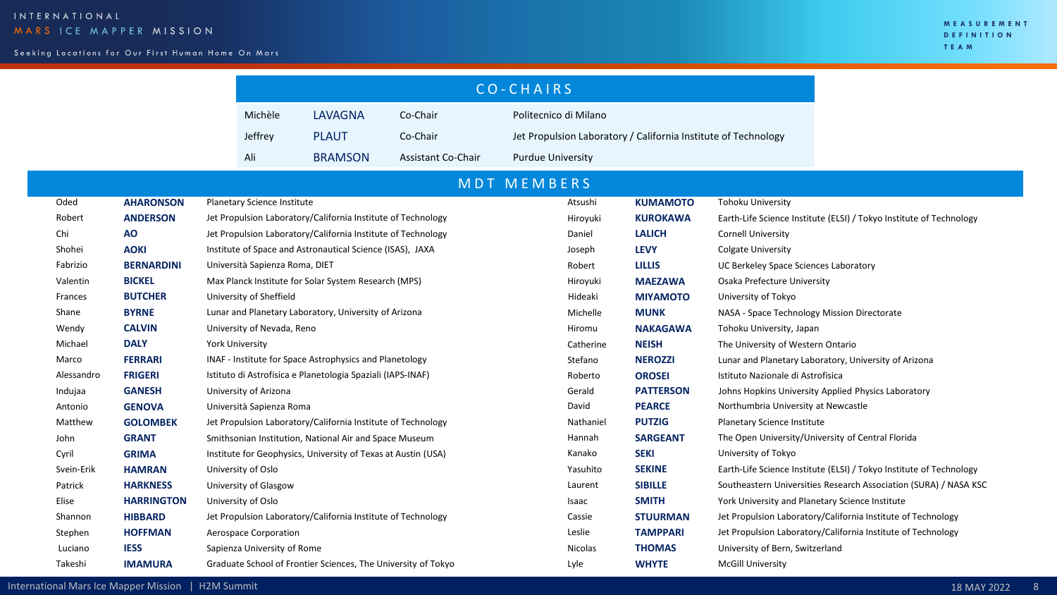INTERNATIONAL
MARS ICE MAPPER MISSION
Seeking Locations for Our First Human Home On Mars

MEASUREMENT DEFINITION TEAM

## CO-CHAIRS

| | | | |
|---|---|---|---|
| Michèle | LAVAGNA | Co-Chair | Politecnico di Milano |
| Jeffrey | PLAUT | Co-Chair | Jet Propulsion Laboratory / California Institute of Technology |
| Ali | BRAMSON | Assistant Co-Chair | Purdue University |

## MDT MEMBERS

| | | |
|---|---|---|
| Oded | **AHARONSON** | Planetary Science Institute |
| Robert | **ANDERSON** | Jet Propulsion Laboratory/California Institute of Technology |
| Chi | **AO** | Jet Propulsion Laboratory/California Institute of Technology |
| Shohei | **AOKI** | Institute of Space and Astronautical Science (ISAS), JAXA |
| Fabrizio | **BERNARDINI** | Università Sapienza Roma, DIET |
| Valentin | **BICKEL** | Max Planck Institute for Solar System Research (MPS) |
| Frances | **BUTCHER** | University of Sheffield |
| Shane | **BYRNE** | Lunar and Planetary Laboratory, University of Arizona |
| Wendy | **CALVIN** | University of Nevada, Reno |
| Michael | **DALY** | York University |
| Marco | **FERRARI** | INAF - Institute for Space Astrophysics and Planetology |
| Alessandro | **FRIGERI** | Istituto di Astrofisica e Planetologia Spaziali (IAPS-INAF) |
| Indujaa | **GANESH** | University of Arizona |
| Antonio | **GENOVA** | Università Sapienza Roma |
| Matthew | **GOLOMBEK** | Jet Propulsion Laboratory/California Institute of Technology |
| John | **GRANT** | Smithsonian Institution, National Air and Space Museum |
| Cyril | **GRIMA** | Institute for Geophysics, University of Texas at Austin (USA) |
| Svein-Erik | **HAMRAN** | University of Oslo |
| Patrick | **HARKNESS** | University of Glasgow |
| Elise | **HARRINGTON** | University of Oslo |
| Shannon | **HIBBARD** | Jet Propulsion Laboratory/California Institute of Technology |
| Stephen | **HOFFMAN** | Aerospace Corporation |
| Luciano | **IESS** | Sapienza University of Rome |
| Takeshi | **IMAMURA** | Graduate School of Frontier Sciences, The University of Tokyo |
| Atsushi | **KUMAMOTO** | Tohoku University |
| Hiroyuki | **KUROKAWA** | Earth-Life Science Institute (ELSI) / Tokyo Institute of Technology |
| Daniel | **LALICH** | Cornell University |
| Joseph | **LEVY** | Colgate University |
| Robert | **LILLIS** | UC Berkeley Space Sciences Laboratory |
| Hiroyuki | **MAEZAWA** | Osaka Prefecture University |
| Hideaki | **MIYAMOTO** | University of Tokyo |
| Michelle | **MUNK** | NASA - Space Technology Mission Directorate |
| Hiromu | **NAKAGAWA** | Tohoku University, Japan |
| Catherine | **NEISH** | The University of Western Ontario |
| Stefano | **NEROZZI** | Lunar and Planetary Laboratory, University of Arizona |
| Roberto | **OROSEI** | Istituto Nazionale di Astrofisica |
| Gerald | **PATTERSON** | Johns Hopkins University Applied Physics Laboratory |
| David | **PEARCE** | Northumbria University at Newcastle |
| Nathaniel | **PUTZIG** | Planetary Science Institute |
| Hannah | **SARGEANT** | The Open University/University of Central Florida |
| Kanako | **SEKI** | University of Tokyo |
| Yasuhito | **SEKINE** | Earth-Life Science Institute (ELSI) / Tokyo Institute of Technology |
| Laurent | **SIBILLE** | Southeastern Universities Research Association (SURA) / NASA KSC |
| Isaac | **SMITH** | York University and Planetary Science Institute |
| Cassie | **STUURMAN** | Jet Propulsion Laboratory/California Institute of Technology |
| Leslie | **TAMPPARI** | Jet Propulsion Laboratory/California Institute of Technology |
| Nicolas | **THOMAS** | University of Bern, Switzerland |
| Lyle | **WHYTE** | McGill University |

International Mars Ice Mapper Mission | H2M Summit

18 MAY 2022